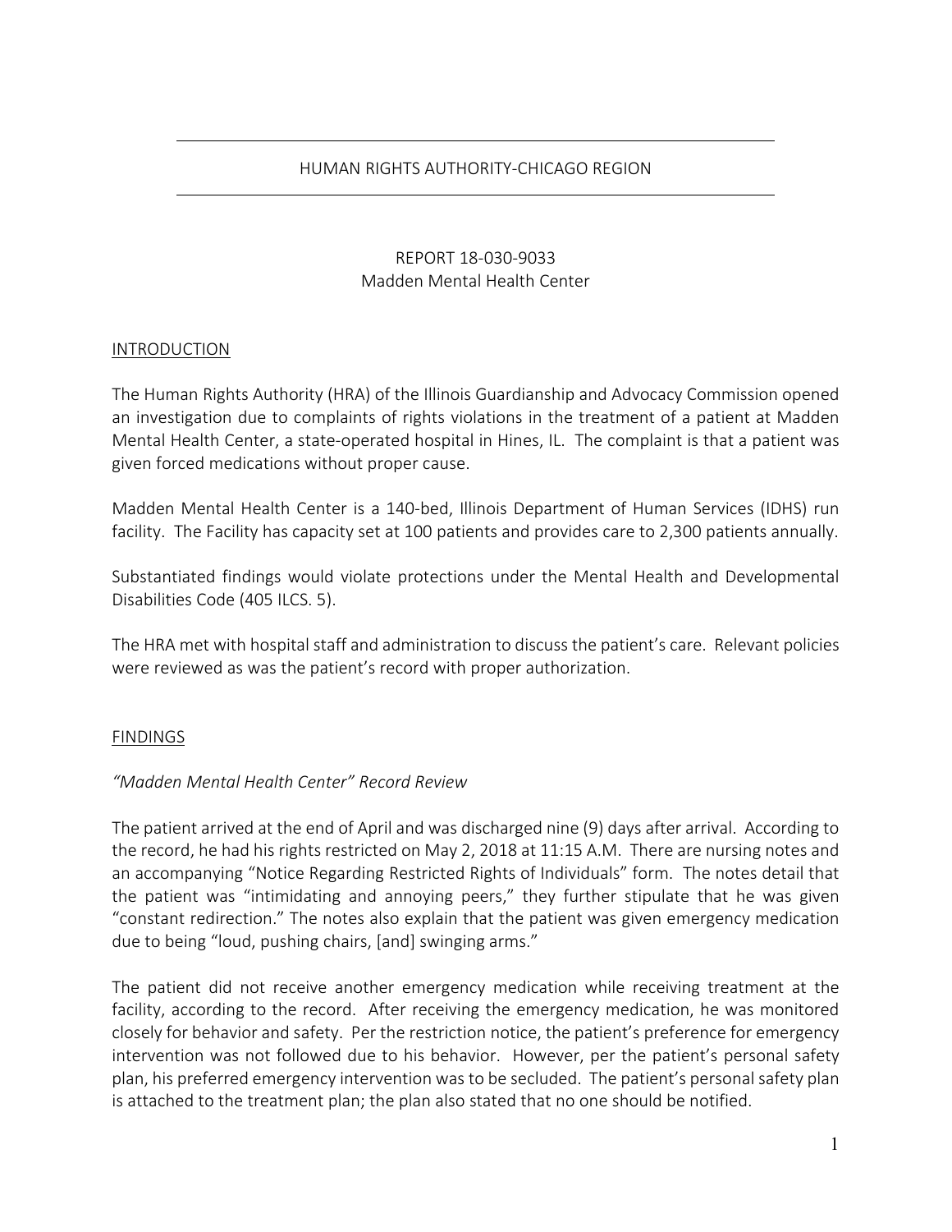# HUMAN RIGHTS AUTHORITY-CHICAGO REGION

## REPORT 18-030-9033
## Madden Mental Health Center

### INTRODUCTION

The Human Rights Authority (HRA) of the Illinois Guardianship and Advocacy Commission opened an investigation due to complaints of rights violations in the treatment of a patient at Madden Mental Health Center, a state-operated hospital in Hines, IL. The complaint is that a patient was given forced medications without proper cause.

Madden Mental Health Center is a 140-bed, Illinois Department of Human Services (IDHS) run facility. The Facility has capacity set at 100 patients and provides care to 2,300 patients annually.

Substantiated findings would violate protections under the Mental Health and Developmental Disabilities Code (405 ILCS. 5).

The HRA met with hospital staff and administration to discuss the patient's care. Relevant policies were reviewed as was the patient's record with proper authorization.

### FINDINGS

*"Madden Mental Health Center" Record Review*

The patient arrived at the end of April and was discharged nine (9) days after arrival. According to the record, he had his rights restricted on May 2, 2018 at 11:15 A.M. There are nursing notes and an accompanying "Notice Regarding Restricted Rights of Individuals" form. The notes detail that the patient was "intimidating and annoying peers," they further stipulate that he was given "constant redirection." The notes also explain that the patient was given emergency medication due to being "loud, pushing chairs, [and] swinging arms."

The patient did not receive another emergency medication while receiving treatment at the facility, according to the record. After receiving the emergency medication, he was monitored closely for behavior and safety. Per the restriction notice, the patient's preference for emergency intervention was not followed due to his behavior. However, per the patient's personal safety plan, his preferred emergency intervention was to be secluded. The patient's personal safety plan is attached to the treatment plan; the plan also stated that no one should be notified.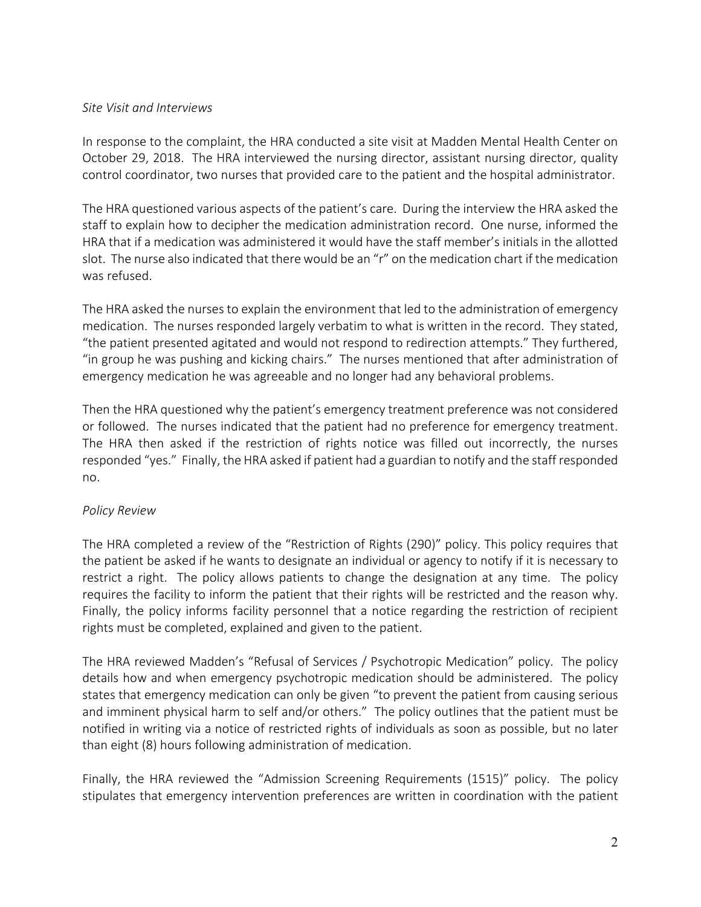*Site Visit and Interviews*

In response to the complaint, the HRA conducted a site visit at Madden Mental Health Center on October 29, 2018. The HRA interviewed the nursing director, assistant nursing director, quality control coordinator, two nurses that provided care to the patient and the hospital administrator.

The HRA questioned various aspects of the patient's care. During the interview the HRA asked the staff to explain how to decipher the medication administration record. One nurse, informed the HRA that if a medication was administered it would have the staff member's initials in the allotted slot. The nurse also indicated that there would be an "r" on the medication chart if the medication was refused.

The HRA asked the nurses to explain the environment that led to the administration of emergency medication. The nurses responded largely verbatim to what is written in the record. They stated, "the patient presented agitated and would not respond to redirection attempts." They furthered, "in group he was pushing and kicking chairs." The nurses mentioned that after administration of emergency medication he was agreeable and no longer had any behavioral problems.

Then the HRA questioned why the patient's emergency treatment preference was not considered or followed. The nurses indicated that the patient had no preference for emergency treatment. The HRA then asked if the restriction of rights notice was filled out incorrectly, the nurses responded "yes." Finally, the HRA asked if patient had a guardian to notify and the staff responded no.

*Policy Review*

The HRA completed a review of the "Restriction of Rights (290)" policy. This policy requires that the patient be asked if he wants to designate an individual or agency to notify if it is necessary to restrict a right. The policy allows patients to change the designation at any time. The policy requires the facility to inform the patient that their rights will be restricted and the reason why. Finally, the policy informs facility personnel that a notice regarding the restriction of recipient rights must be completed, explained and given to the patient.

The HRA reviewed Madden's "Refusal of Services / Psychotropic Medication" policy. The policy details how and when emergency psychotropic medication should be administered. The policy states that emergency medication can only be given "to prevent the patient from causing serious and imminent physical harm to self and/or others." The policy outlines that the patient must be notified in writing via a notice of restricted rights of individuals as soon as possible, but no later than eight (8) hours following administration of medication.

Finally, the HRA reviewed the "Admission Screening Requirements (1515)" policy. The policy stipulates that emergency intervention preferences are written in coordination with the patient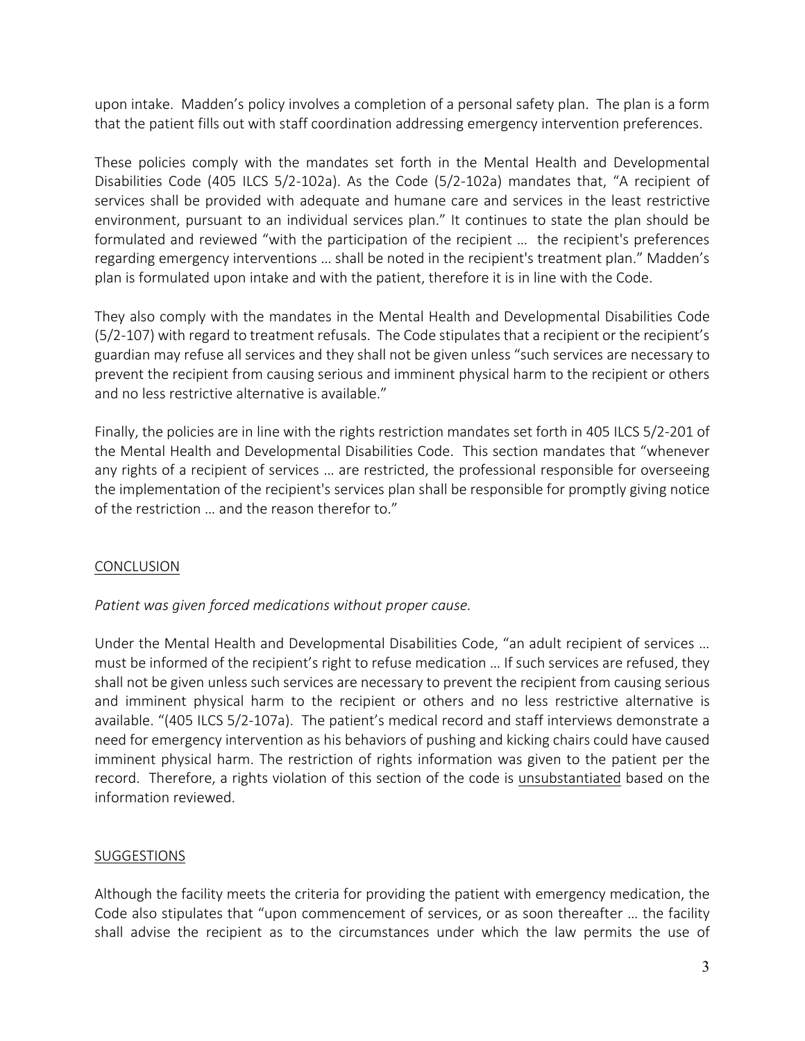upon intake. Madden's policy involves a completion of a personal safety plan. The plan is a form that the patient fills out with staff coordination addressing emergency intervention preferences.

These policies comply with the mandates set forth in the Mental Health and Developmental Disabilities Code (405 ILCS 5/2-102a). As the Code (5/2-102a) mandates that, "A recipient of services shall be provided with adequate and humane care and services in the least restrictive environment, pursuant to an individual services plan." It continues to state the plan should be formulated and reviewed "with the participation of the recipient … the recipient's preferences regarding emergency interventions … shall be noted in the recipient's treatment plan." Madden's plan is formulated upon intake and with the patient, therefore it is in line with the Code.

They also comply with the mandates in the Mental Health and Developmental Disabilities Code (5/2-107) with regard to treatment refusals. The Code stipulates that a recipient or the recipient's guardian may refuse all services and they shall not be given unless "such services are necessary to prevent the recipient from causing serious and imminent physical harm to the recipient or others and no less restrictive alternative is available."

Finally, the policies are in line with the rights restriction mandates set forth in 405 ILCS 5/2-201 of the Mental Health and Developmental Disabilities Code. This section mandates that "whenever any rights of a recipient of services … are restricted, the professional responsible for overseeing the implementation of the recipient's services plan shall be responsible for promptly giving notice of the restriction … and the reason therefor to."

## CONCLUSION

*Patient was given forced medications without proper cause.*

Under the Mental Health and Developmental Disabilities Code, "an adult recipient of services … must be informed of the recipient's right to refuse medication … If such services are refused, they shall not be given unless such services are necessary to prevent the recipient from causing serious and imminent physical harm to the recipient or others and no less restrictive alternative is available. "(405 ILCS 5/2-107a). The patient's medical record and staff interviews demonstrate a need for emergency intervention as his behaviors of pushing and kicking chairs could have caused imminent physical harm. The restriction of rights information was given to the patient per the record. Therefore, a rights violation of this section of the code is unsubstantiated based on the information reviewed.

## SUGGESTIONS

Although the facility meets the criteria for providing the patient with emergency medication, the Code also stipulates that "upon commencement of services, or as soon thereafter … the facility shall advise the recipient as to the circumstances under which the law permits the use of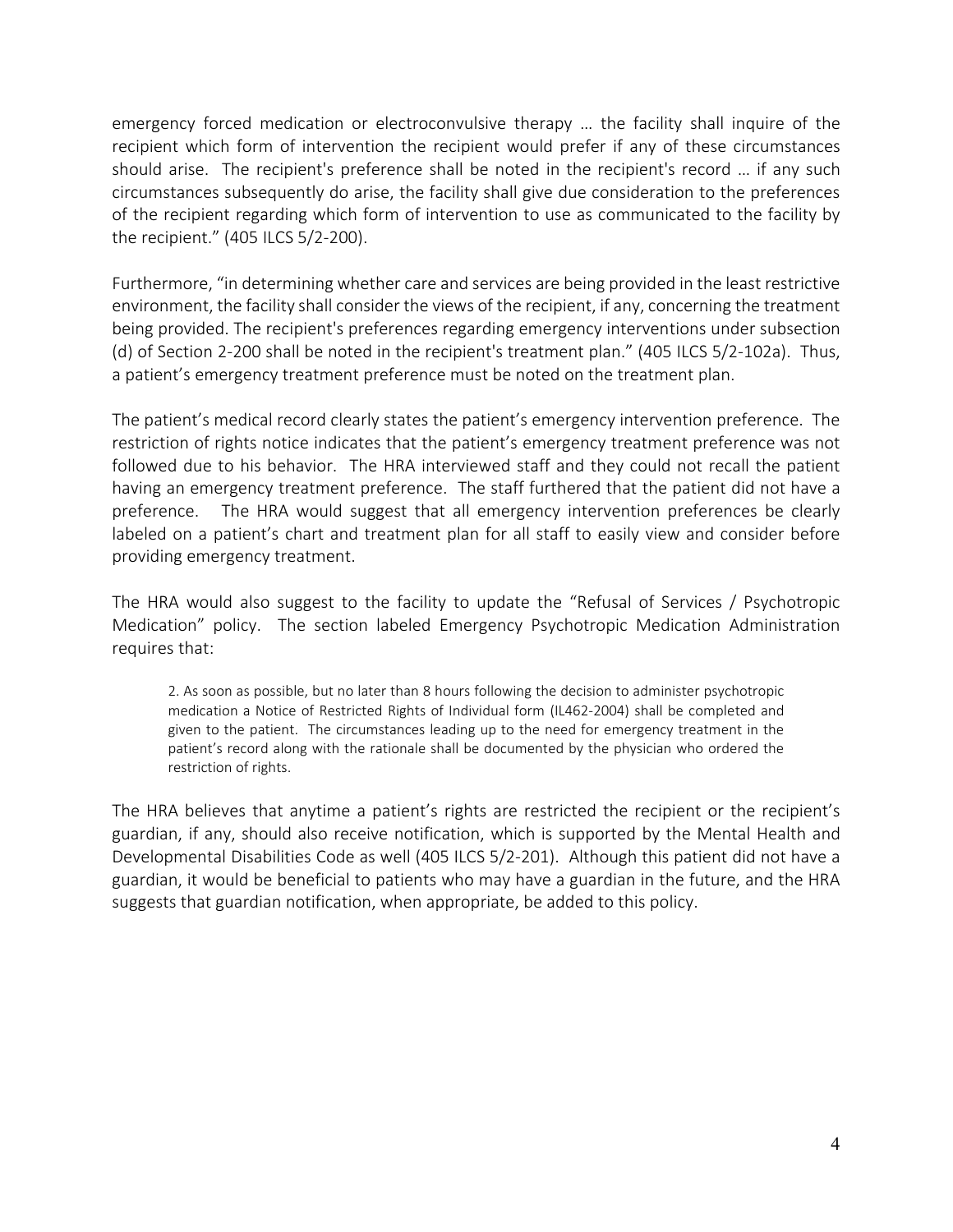emergency forced medication or electroconvulsive therapy … the facility shall inquire of the recipient which form of intervention the recipient would prefer if any of these circumstances should arise. The recipient's preference shall be noted in the recipient's record … if any such circumstances subsequently do arise, the facility shall give due consideration to the preferences of the recipient regarding which form of intervention to use as communicated to the facility by the recipient." (405 ILCS 5/2-200).

Furthermore, "in determining whether care and services are being provided in the least restrictive environment, the facility shall consider the views of the recipient, if any, concerning the treatment being provided. The recipient's preferences regarding emergency interventions under subsection (d) of Section 2-200 shall be noted in the recipient's treatment plan." (405 ILCS 5/2-102a). Thus, a patient's emergency treatment preference must be noted on the treatment plan.

The patient's medical record clearly states the patient's emergency intervention preference. The restriction of rights notice indicates that the patient's emergency treatment preference was not followed due to his behavior. The HRA interviewed staff and they could not recall the patient having an emergency treatment preference. The staff furthered that the patient did not have a preference. The HRA would suggest that all emergency intervention preferences be clearly labeled on a patient's chart and treatment plan for all staff to easily view and consider before providing emergency treatment.

The HRA would also suggest to the facility to update the "Refusal of Services / Psychotropic Medication" policy. The section labeled Emergency Psychotropic Medication Administration requires that:

> 2. As soon as possible, but no later than 8 hours following the decision to administer psychotropic medication a Notice of Restricted Rights of Individual form (IL462-2004) shall be completed and given to the patient. The circumstances leading up to the need for emergency treatment in the patient's record along with the rationale shall be documented by the physician who ordered the restriction of rights.

The HRA believes that anytime a patient's rights are restricted the recipient or the recipient's guardian, if any, should also receive notification, which is supported by the Mental Health and Developmental Disabilities Code as well (405 ILCS 5/2-201). Although this patient did not have a guardian, it would be beneficial to patients who may have a guardian in the future, and the HRA suggests that guardian notification, when appropriate, be added to this policy.